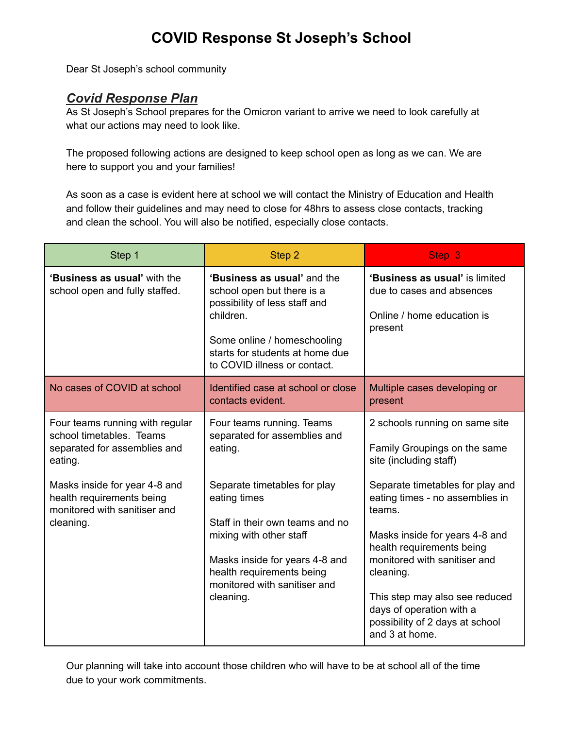# COVID Response St Joseph's School

Dear St Joseph's school community

## ***Covid Response Plan***

As St Joseph's School prepares for the Omicron variant to arrive we need to look carefully at what our actions may need to look like.

The proposed following actions are designed to keep school open as long as we can. We are here to support you and your families!

As soon as a case is evident here at school we will contact the Ministry of Education and Health and follow their guidelines and may need to close for 48hrs to assess close contacts, tracking and clean the school. You will also be notified, especially close contacts.

| Step 1 | Step 2 | Step 3 |
|---|---|---|
| **'Business as usual'** with the school open and fully staffed. | **'Business as usual'** and the school open but there is a possibility of less staff and children.<br><br>Some online / homeschooling starts for students at home due to COVID illness or contact. | **'Business as usual'** is limited due to cases and absences<br><br>Online / home education is present |
| No cases of COVID at school | Identified case at school or close contacts evident. | Multiple cases developing or present |
| Four teams running with regular school timetables. Teams separated for assemblies and eating.<br><br>Masks inside for year 4-8 and health requirements being monitored with sanitiser and cleaning. | Four teams running. Teams separated for assemblies and eating.<br><br>Separate timetables for play eating times<br><br>Staff in their own teams and no mixing with other staff<br><br>Masks inside for years 4-8 and health requirements being monitored with sanitiser and cleaning. | 2 schools running on same site<br><br>Family Groupings on the same site (including staff)<br><br>Separate timetables for play and eating times - no assemblies in teams.<br><br>Masks inside for years 4-8 and health requirements being monitored with sanitiser and cleaning.<br><br>This step may also see reduced days of operation with a possibility of 2 days at school and 3 at home. |

Our planning will take into account those children who will have to be at school all of the time due to your work commitments.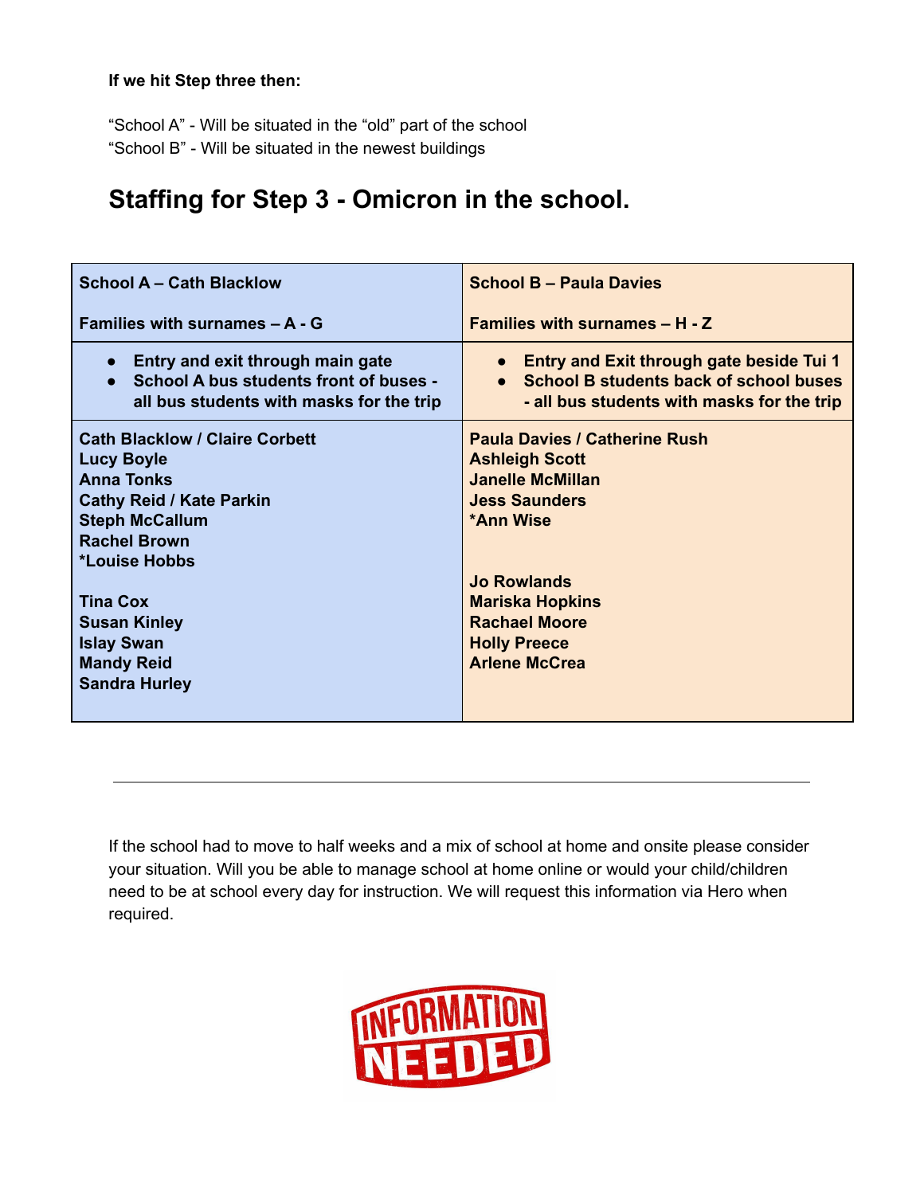**If we hit Step three then:**

“School A” - Will be situated in the “old” part of the school
“School B” - Will be situated in the newest buildings

## Staffing for Step 3 - Omicron in the school.

| **School A – Cath Blacklow**<br><br>**Families with surnames – A - G** | **School B – Paula Davies**<br><br>**Families with surnames – H - Z** |
|---|---|
| • **Entry and exit through main gate**<br>• **School A bus students front of buses - all bus students with masks for the trip** | • **Entry and Exit through gate beside Tui 1**<br>• **School B students back of school buses - all bus students with masks for the trip** |
| **Cath Blacklow / Claire Corbett**<br>**Lucy Boyle**<br>**Anna Tonks**<br>**Cathy Reid / Kate Parkin**<br>**Steph McCallum**<br>**Rachel Brown**<br>**\*Louise Hobbs**<br><br>**Tina Cox**<br>**Susan Kinley**<br>**Islay Swan**<br>**Mandy Reid**<br>**Sandra Hurley** | **Paula Davies / Catherine Rush**<br>**Ashleigh Scott**<br>**Janelle McMillan**<br>**Jess Saunders**<br>**\*Ann Wise**<br><br>**Jo Rowlands**<br>**Mariska Hopkins**<br>**Rachael Moore**<br>**Holly Preece**<br>**Arlene McCrea** |

---

If the school had to move to half weeks and a mix of school at home and onsite please consider your situation. Will you be able to manage school at home online or would your child/children need to be at school every day for instruction. We will request this information via Hero when required.

INFORMATION NEEDED